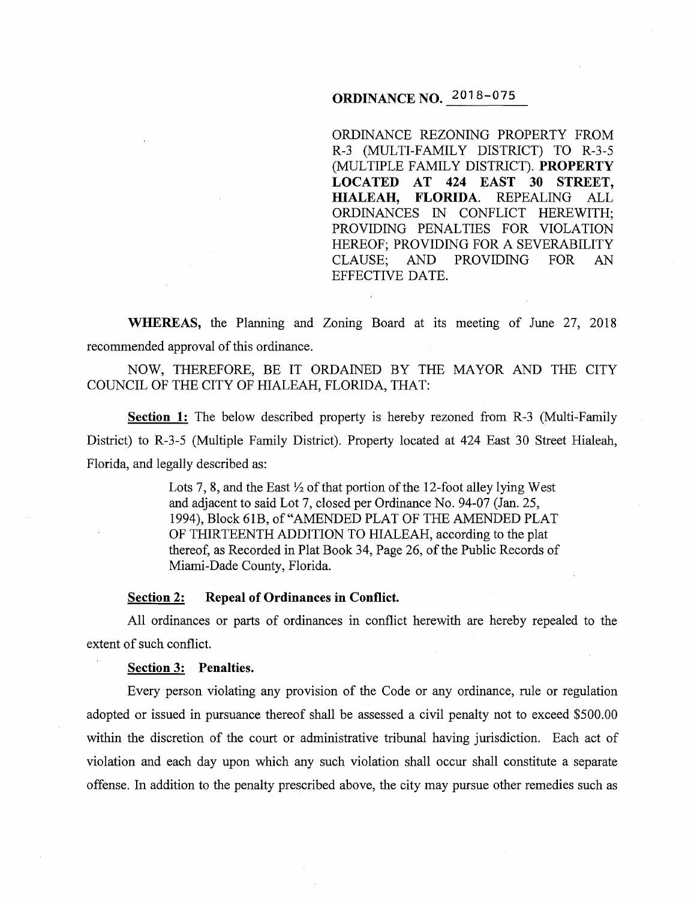# ORDINANCE NO. 2018-075

ORDINANCE REZONING PROPERTY FROM R-3 (MULTI-FAMILY DISTRICT) TO R-3-5 (MULTIPLE FAMILY DISTRICT). **PROPERTY LOCATED AT 424 EAST 30 STREET, HIALEAH, FLORIDA**. REPEALING ALL ORDINANCES IN CONFLICT HEREWITH; PROVIDING PENALTIES FOR VIOLATION HEREOF; PROVIDING FOR A SEVERABILITY CLAUSE; AND PROVIDING FOR AN EFFECTIVE DATE.

**WHEREAS,** the Planning and Zoning Board at its meeting of June 27, 2018 recommended approval of this ordinance.

NOW, THEREFORE, BE IT ORDAINED BY THE MAYOR AND THE CITY COUNCIL OF THE CITY OF HIALEAH, FLORIDA, THAT:

**Section 1:** The below described property is hereby rezoned from R-3 (Multi-Family District) to R-3-5 (Multiple Family District). Property located at 424 East 30 Street Hialeah, Florida, and legally described as:

> Lots 7, 8, and the East ½ of that portion of the 12-foot alley lying West and adjacent to said Lot 7, closed per Ordinance No. 94-07 (Jan. 25, 1994), Block 61B, of "AMENDED PLAT OF THE AMENDED PLAT OF THIRTEENTH ADDITION TO HIALEAH, according to the plat thereof, as Recorded in Plat Book 34, Page 26, of the Public Records of Miami-Dade County, Florida.

**Section 2: Repeal of Ordinances in Conflict.**

All ordinances or parts of ordinances in conflict herewith are hereby repealed to the extent of such conflict.

**Section 3: Penalties.**

Every person violating any provision of the Code or any ordinance, rule or regulation adopted or issued in pursuance thereof shall be assessed a civil penalty not to exceed $500.00 within the discretion of the court or administrative tribunal having jurisdiction. Each act of violation and each day upon which any such violation shall occur shall constitute a separate offense. In addition to the penalty prescribed above, the city may pursue other remedies such as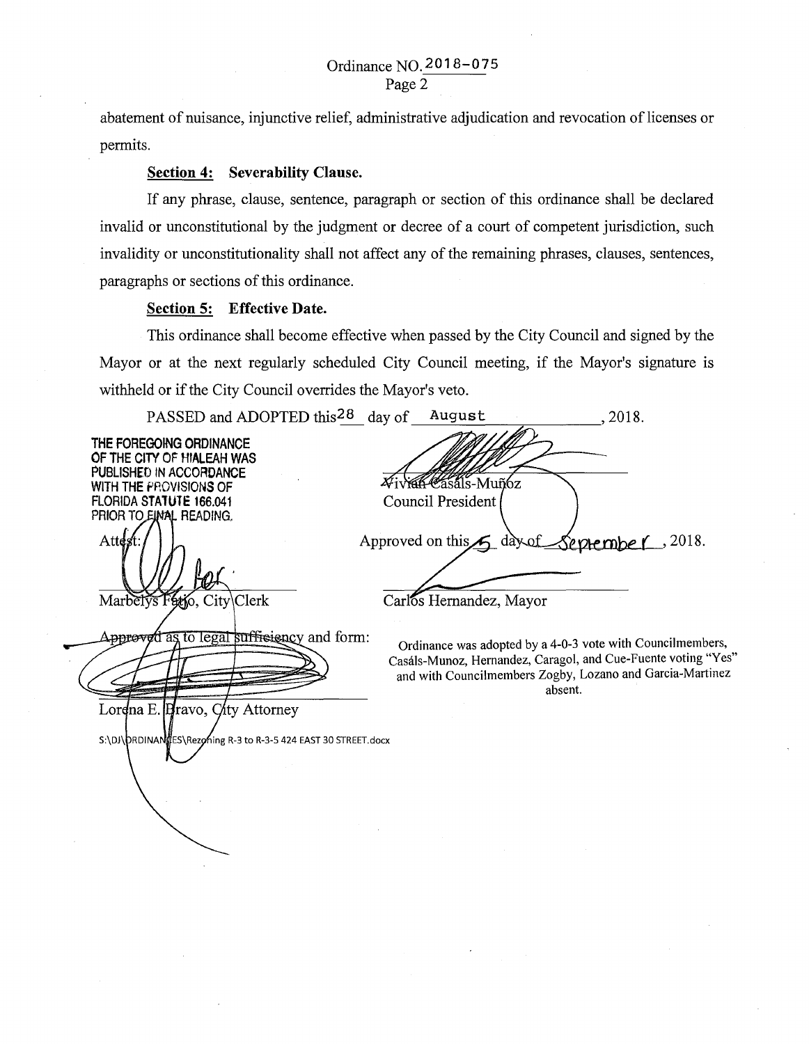Ordinance NO. 2018-075

abatement of nuisance, injunctive relief, administrative adjudication and revocation of licenses or permits.

**Section 4: Severability Clause.**

If any phrase, clause, sentence, paragraph or section of this ordinance shall be declared invalid or unconstitutional by the judgment or decree of a court of competent jurisdiction, such invalidity or unconstitutionality shall not affect any of the remaining phrases, clauses, sentences, paragraphs or sections of this ordinance.

**Section 5: Effective Date.**

This ordinance shall become effective when passed by the City Council and signed by the Mayor or at the next regularly scheduled City Council meeting, if the Mayor's signature is withheld or if the City Council overrides the Mayor's veto.

PASSED and ADOPTED this 28 day of August, 2018.

THE FOREGOING ORDINANCE OF THE CITY OF HIALEAH WAS PUBLISHED IN ACCORDANCE WITH THE PROVISIONS OF FLORIDA STATUTE 166.041 PRIOR TO FINAL READING.

Vivian Casáls-Muñoz
Council President

Attest:

Marbelys Fatjo, City Clerk

Approved on this 5 day of September, 2018.

Carlos Hernandez, Mayor

Approved as to legal sufficiency and form:

Lorena E. Bravo, City Attorney

Ordinance was adopted by a 4-0-3 vote with Councilmembers, Casáls-Munoz, Hernandez, Caragol, and Cue-Fuente voting "Yes" and with Councilmembers Zogby, Lozano and Garcia-Martinez absent.

S:\DJ\ORDINANCES\Rezoning R-3 to R-3-5 424 EAST 30 STREET.docx